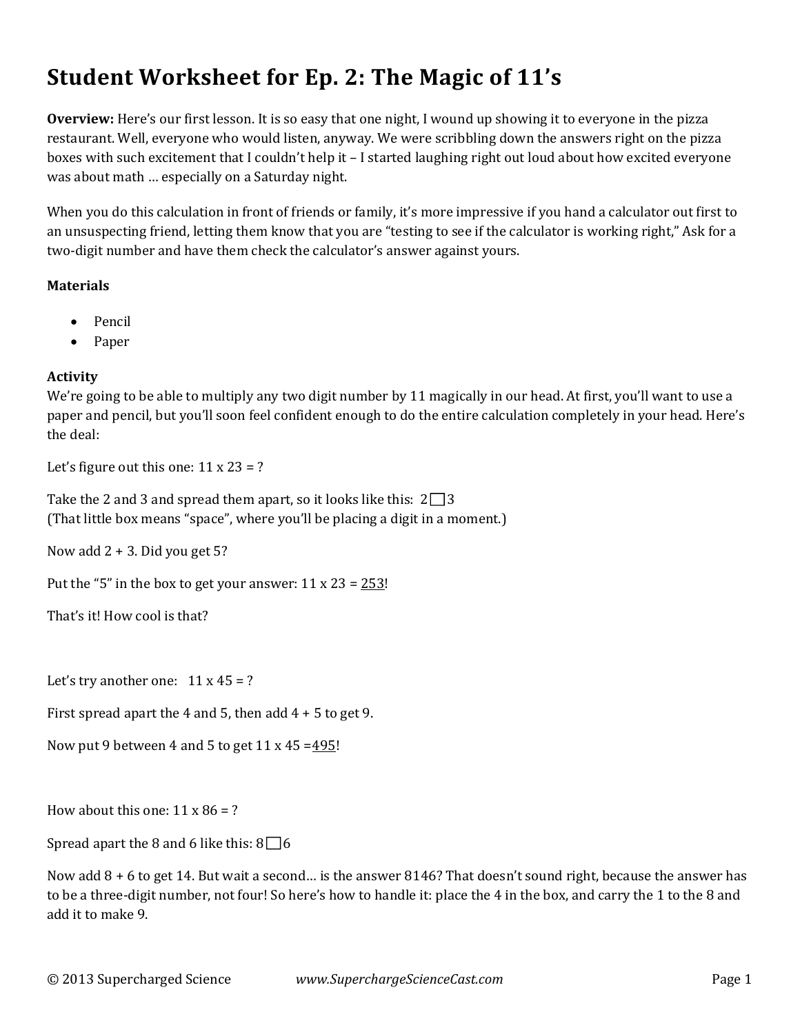# Student Worksheet for Ep. 2: The Magic of 11's

**Overview:** Here's our first lesson. It is so easy that one night, I wound up showing it to everyone in the pizza restaurant. Well, everyone who would listen, anyway. We were scribbling down the answers right on the pizza boxes with such excitement that I couldn't help it – I started laughing right out loud about how excited everyone was about math … especially on a Saturday night.

When you do this calculation in front of friends or family, it's more impressive if you hand a calculator out first to an unsuspecting friend, letting them know that you are "testing to see if the calculator is working right," Ask for a two-digit number and have them check the calculator's answer against yours.

**Materials**

- Pencil
- Paper

**Activity**

We're going to be able to multiply any two digit number by 11 magically in our head. At first, you'll want to use a paper and pencil, but you'll soon feel confident enough to do the entire calculation completely in your head. Here's the deal:

Let's figure out this one: 11 x 23 = ?

Take the 2 and 3 and spread them apart, so it looks like this: 2☐3
(That little box means "space", where you'll be placing a digit in a moment.)

Now add 2 + 3. Did you get 5?

Put the "5" in the box to get your answer: 11 x 23 = <u>253</u>!

That's it! How cool is that?

Let's try another one: 11 x 45 = ?

First spread apart the 4 and 5, then add 4 + 5 to get 9.

Now put 9 between 4 and 5 to get 11 x 45 =<u>495</u>!

How about this one: 11 x 86 = ?

Spread apart the 8 and 6 like this: 8☐6

Now add 8 + 6 to get 14. But wait a second… is the answer 8146? That doesn't sound right, because the answer has to be a three-digit number, not four! So here's how to handle it: place the 4 in the box, and carry the 1 to the 8 and add it to make 9.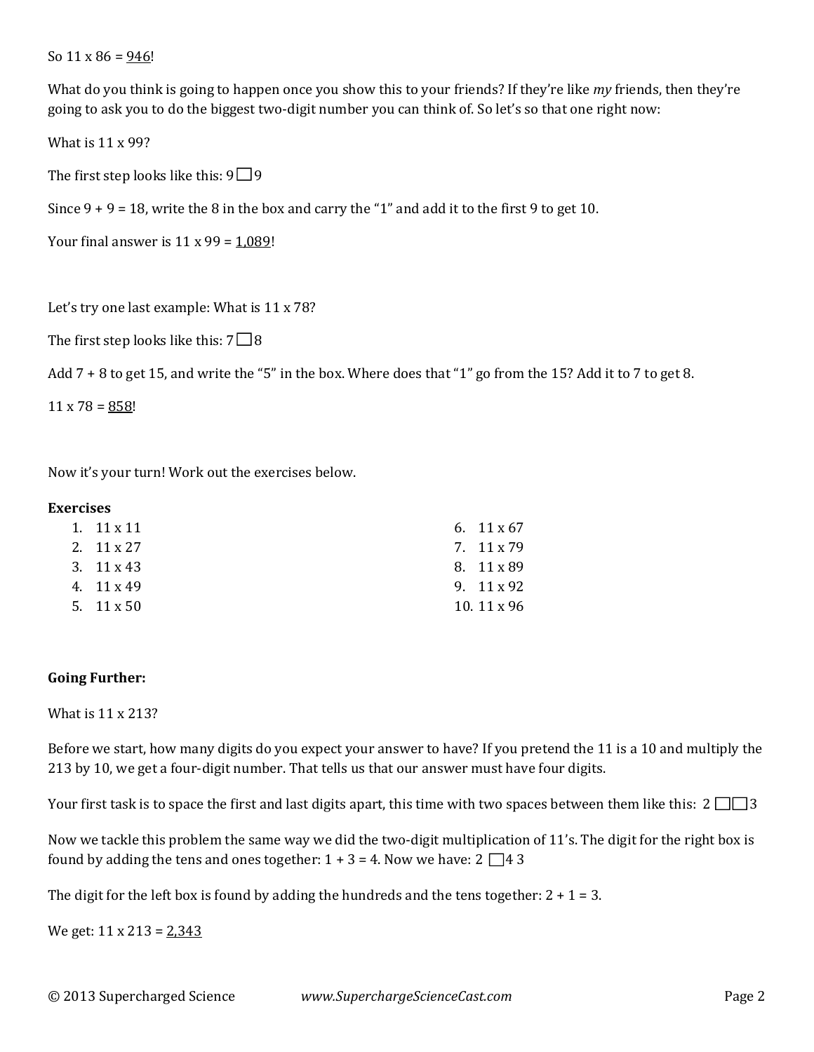So 11 x 86 = <u>946</u>!

What do you think is going to happen once you show this to your friends? If they're like *my* friends, then they're going to ask you to do the biggest two-digit number you can think of. So let's so that one right now:

What is 11 x 99?

The first step looks like this: 9 ☐ 9

Since 9 + 9 = 18, write the 8 in the box and carry the "1" and add it to the first 9 to get 10.

Your final answer is 11 x 99 = <u>1,089</u>!

Let's try one last example: What is 11 x 78?

The first step looks like this: 7 ☐ 8

Add 7 + 8 to get 15, and write the "5" in the box. Where does that "1" go from the 15? Add it to 7 to get 8.

11 x 78 = <u>858</u>!

Now it's your turn! Work out the exercises below.

**Exercises**

1. 11 x 11
2. 11 x 27
3. 11 x 43
4. 11 x 49
5. 11 x 50
6. 11 x 67
7. 11 x 79
8. 11 x 89
9. 11 x 92
10. 11 x 96

**Going Further:**

What is 11 x 213?

Before we start, how many digits do you expect your answer to have? If you pretend the 11 is a 10 and multiply the 213 by 10, we get a four-digit number. That tells us that our answer must have four digits.

Your first task is to space the first and last digits apart, this time with two spaces between them like this: 2 ☐☐ 3

Now we tackle this problem the same way we did the two-digit multiplication of 11's. The digit for the right box is found by adding the tens and ones together: 1 + 3 = 4. Now we have: 2 ☐ 4 3

The digit for the left box is found by adding the hundreds and the tens together: 2 + 1 = 3.

We get: 11 x 213 = <u>2,343</u>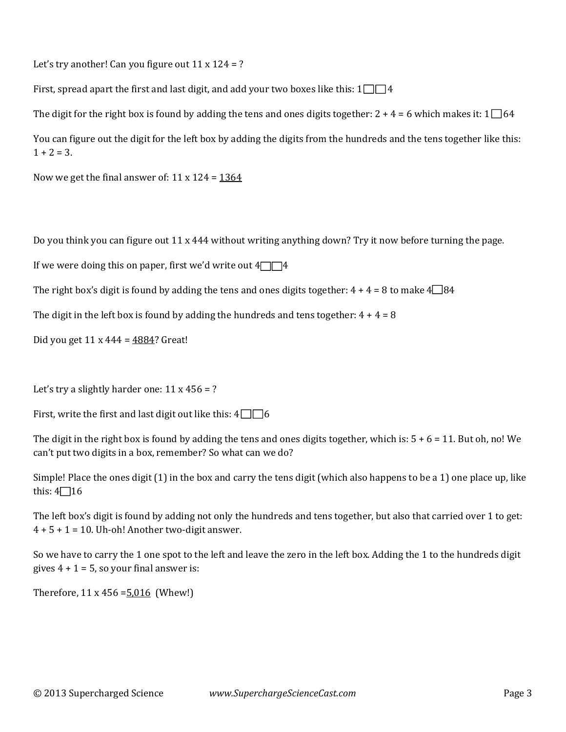Let's try another! Can you figure out 11 x 124 = ?

First, spread apart the first and last digit, and add your two boxes like this: 1☐☐4

The digit for the right box is found by adding the tens and ones digits together: 2 + 4 = 6 which makes it: 1☐64

You can figure out the digit for the left box by adding the digits from the hundreds and the tens together like this: 1 + 2 = 3.

Now we get the final answer of: 11 x 124 = <u>1364</u>

Do you think you can figure out 11 x 444 without writing anything down? Try it now before turning the page.

If we were doing this on paper, first we'd write out 4☐☐4

The right box's digit is found by adding the tens and ones digits together: 4 + 4 = 8 to make 4☐84

The digit in the left box is found by adding the hundreds and tens together: 4 + 4 = 8

Did you get 11 x 444 = <u>4884</u>? Great!

Let's try a slightly harder one: 11 x 456 = ?

First, write the first and last digit out like this: 4☐☐6

The digit in the right box is found by adding the tens and ones digits together, which is: 5 + 6 = 11. But oh, no! We can't put two digits in a box, remember? So what can we do?

Simple! Place the ones digit (1) in the box and carry the tens digit (which also happens to be a 1) one place up, like this: 4☐16

The left box's digit is found by adding not only the hundreds and tens together, but also that carried over 1 to get: 4 + 5 + 1 = 10. Uh-oh! Another two-digit answer.

So we have to carry the 1 one spot to the left and leave the zero in the left box. Adding the 1 to the hundreds digit gives 4 + 1 = 5, so your final answer is:

Therefore, 11 x 456 =<u>5,016</u> (Whew!)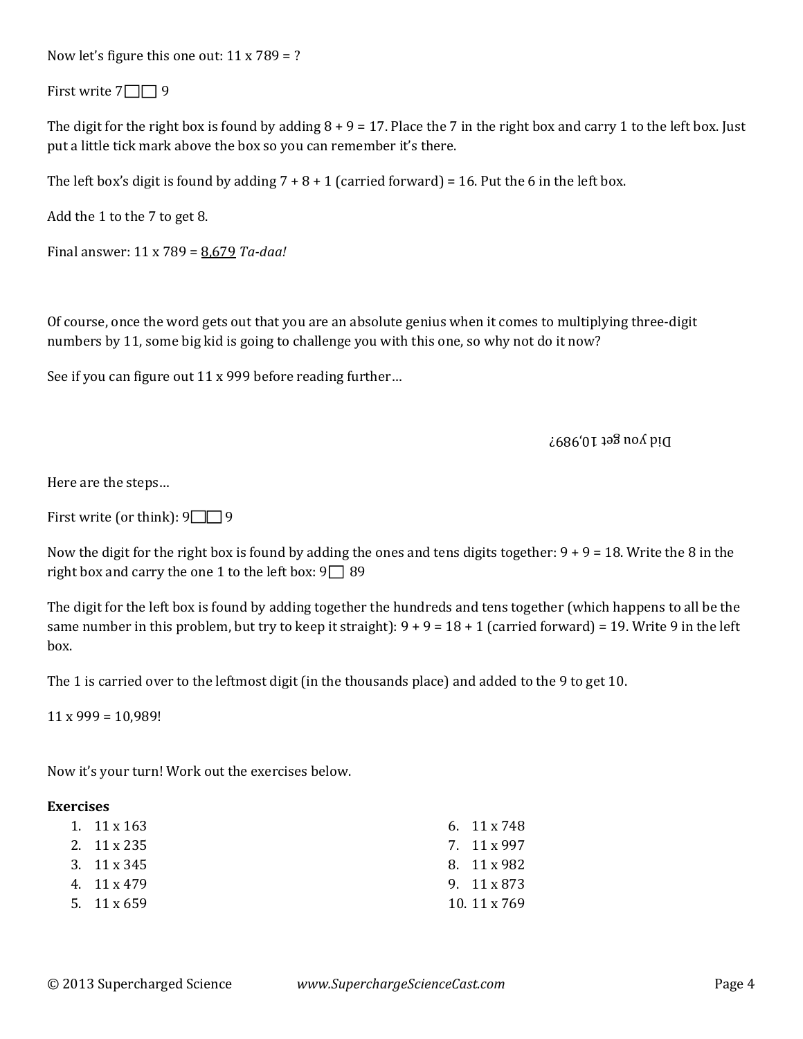Now let's figure this one out: 11 x 789 = ?

First write 7☐☐ 9

The digit for the right box is found by adding 8 + 9 = 17. Place the 7 in the right box and carry 1 to the left box. Just put a little tick mark above the box so you can remember it's there.

The left box's digit is found by adding 7 + 8 + 1 (carried forward) = 16. Put the 6 in the left box.

Add the 1 to the 7 to get 8.

Final answer: 11 x 789 = <u>8,679</u> *Ta-daa!*

Of course, once the word gets out that you are an absolute genius when it comes to multiplying three-digit numbers by 11, some big kid is going to challenge you with this one, so why not do it now?

See if you can figure out 11 x 999 before reading further…

Did you get 10,989?

Here are the steps…

First write (or think): 9☐☐ 9

Now the digit for the right box is found by adding the ones and tens digits together: 9 + 9 = 18. Write the 8 in the right box and carry the one 1 to the left box: 9☐ 89

The digit for the left box is found by adding together the hundreds and tens together (which happens to all be the same number in this problem, but try to keep it straight): 9 + 9 = 18 + 1 (carried forward) = 19. Write 9 in the left box.

The 1 is carried over to the leftmost digit (in the thousands place) and added to the 9 to get 10.

11 x 999 = 10,989!

Now it's your turn! Work out the exercises below.

**Exercises**

1. 11 x 163
2. 11 x 235
3. 11 x 345
4. 11 x 479
5. 11 x 659
6. 11 x 748
7. 11 x 997
8. 11 x 982
9. 11 x 873
10. 11 x 769